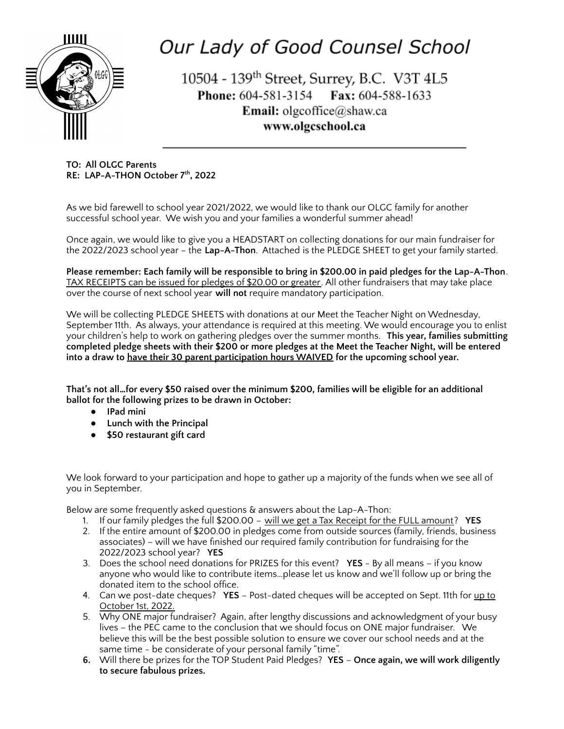# Our Lady of Good Counsel School

10504 - 139th Street, Surrey, B.C. V3T 4L5
**Phone:** 604-581-3154 **Fax:** 604-588-1633
**Email:** olgcoffice@shaw.ca
**www.olgcschool.ca**

---

**TO: All OLGC Parents**
**RE: LAP-A-THON October 7th, 2022**

As we bid farewell to school year 2021/2022, we would like to thank our OLGC family for another successful school year. We wish you and your families a wonderful summer ahead!

Once again, we would like to give you a HEADSTART on collecting donations for our main fundraiser for the 2022/2023 school year – the **Lap-A-Thon**. Attached is the PLEDGE SHEET to get your family started.

**Please remember: Each family will be responsible to bring in $200.00 in paid pledges for the Lap-A-Thon**. <u>TAX RECEIPTS can be issued for pledges of $20.00 or greater</u>. All other fundraisers that may take place over the course of next school year **will not** require mandatory participation.

We will be collecting PLEDGE SHEETS with donations at our Meet the Teacher Night on Wednesday, September 11th. As always, your attendance is required at this meeting. We would encourage you to enlist your children's help to work on gathering pledges over the summer months. **This year, families submitting completed pledge sheets with their $200 or more pledges at the Meet the Teacher Night, will be entered into a draw to <u>have their 30 parent participation hours WAIVED</u> for the upcoming school year.**

**That's not all…for every $50 raised over the minimum $200, families will be eligible for an additional ballot for the following prizes to be drawn in October:**

- **IPad mini**
- **Lunch with the Principal**
- **$50 restaurant gift card**

We look forward to your participation and hope to gather up a majority of the funds when we see all of you in September.

Below are some frequently asked questions & answers about the Lap-A-Thon:

1. If our family pledges the full $200.00 – <u>will we get a Tax Receipt for the FULL amount</u>? **YES**
2. If the entire amount of $200.00 in pledges come from outside sources (family, friends, business associates) – will we have finished our required family contribution for fundraising for the 2022/2023 school year? **YES**
3. Does the school need donations for PRIZES for this event? **YES** - By all means – if you know anyone who would like to contribute items…please let us know and we'll follow up or bring the donated item to the school office.
4. Can we post-date cheques? **YES** – Post-dated cheques will be accepted on Sept. 11th for <u>up to October 1st, 2022.</u>
5. Why ONE major fundraiser? Again, after lengthy discussions and acknowledgment of your busy lives – the PEC came to the conclusion that we should focus on ONE major fundraiser. We believe this will be the best possible solution to ensure we cover our school needs and at the same time - be considerate of your personal family "time".
6. Will there be prizes for the TOP Student Paid Pledges? **YES** – **Once again, we will work diligently to secure fabulous prizes.**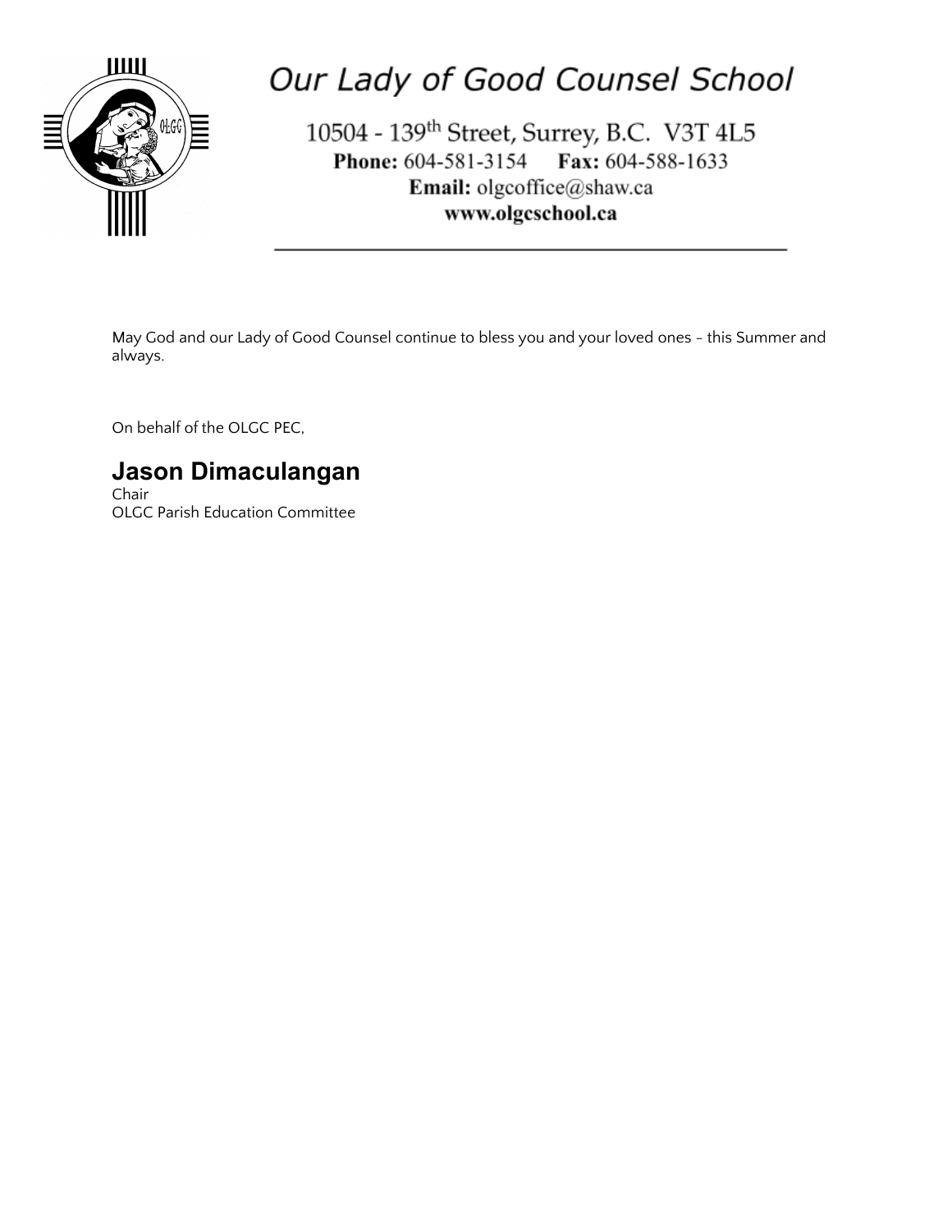# Our Lady of Good Counsel School

10504 - 139th Street, Surrey, B.C. V3T 4L5
**Phone:** 604-581-3154 **Fax:** 604-588-1633
**Email:** olgcoffice@shaw.ca
**www.olgcschool.ca**

---

May God and our Lady of Good Counsel continue to bless you and your loved ones - this Summer and always.

On behalf of the OLGC PEC,

**Jason Dimaculangan**
Chair
OLGC Parish Education Committee